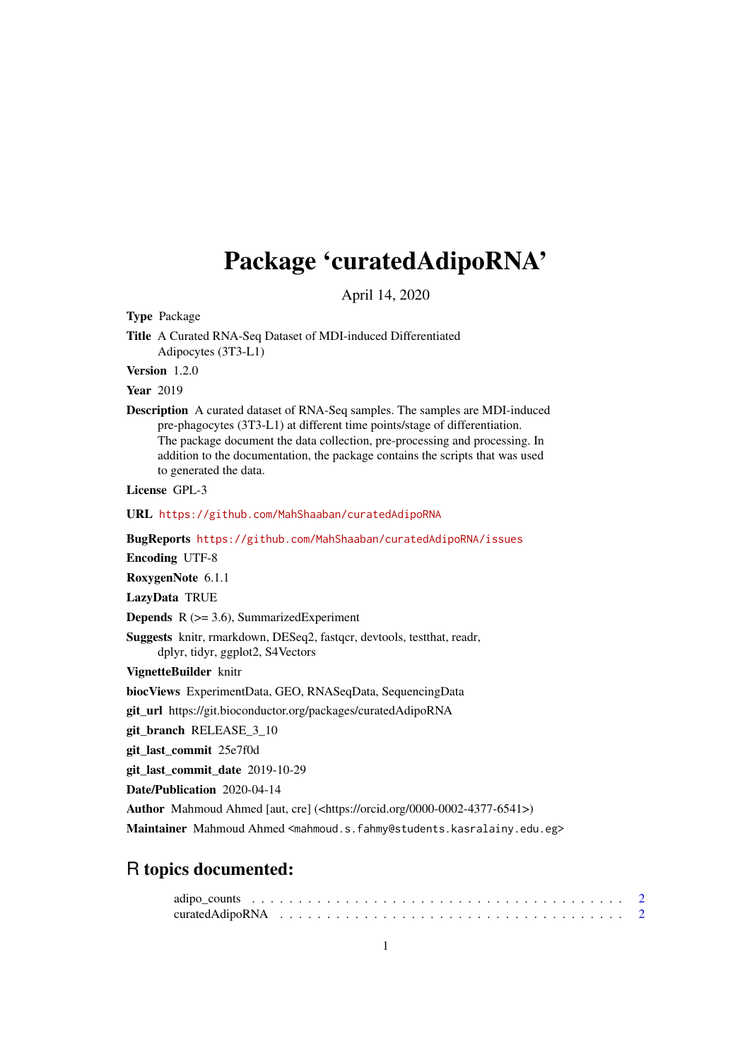# Package 'curatedAdipoRNA'

April 14, 2020

**Type** Package

**Title** A Curated RNA-Seq Dataset of MDI-induced Differentiated Adipocytes (3T3-L1)

**Version** 1.2.0

**Year** 2019

**Description** A curated dataset of RNA-Seq samples. The samples are MDI-induced pre-phagocytes (3T3-L1) at different time points/stage of differentiation. The package document the data collection, pre-processing and processing. In addition to the documentation, the package contains the scripts that was used to generated the data.

**License** GPL-3

**URL** https://github.com/MahShaaban/curatedAdipoRNA

**BugReports** https://github.com/MahShaaban/curatedAdipoRNA/issues

**Encoding** UTF-8

**RoxygenNote** 6.1.1

**LazyData** TRUE

**Depends** R (>= 3.6), SummarizedExperiment

**Suggests** knitr, rmarkdown, DESeq2, fastqcr, devtools, testthat, readr, dplyr, tidyr, ggplot2, S4Vectors

**VignetteBuilder** knitr

**biocViews** ExperimentData, GEO, RNASeqData, SequencingData

**git_url** https://git.bioconductor.org/packages/curatedAdipoRNA

**git_branch** RELEASE_3_10

**git_last_commit** 25e7f0d

**git_last_commit_date** 2019-10-29

**Date/Publication** 2020-04-14

**Author** Mahmoud Ahmed [aut, cre] (<https://orcid.org/0000-0002-4377-6541>)

**Maintainer** Mahmoud Ahmed <mahmoud.s.fahmy@students.kasralainy.edu.eg>

## R topics documented:

adipo_counts . . . . . . . . . . . . . . . . . . . . . . . . . . . . . . . . . . . . . . . 2
curatedAdipoRNA . . . . . . . . . . . . . . . . . . . . . . . . . . . . . . . . . . . . 2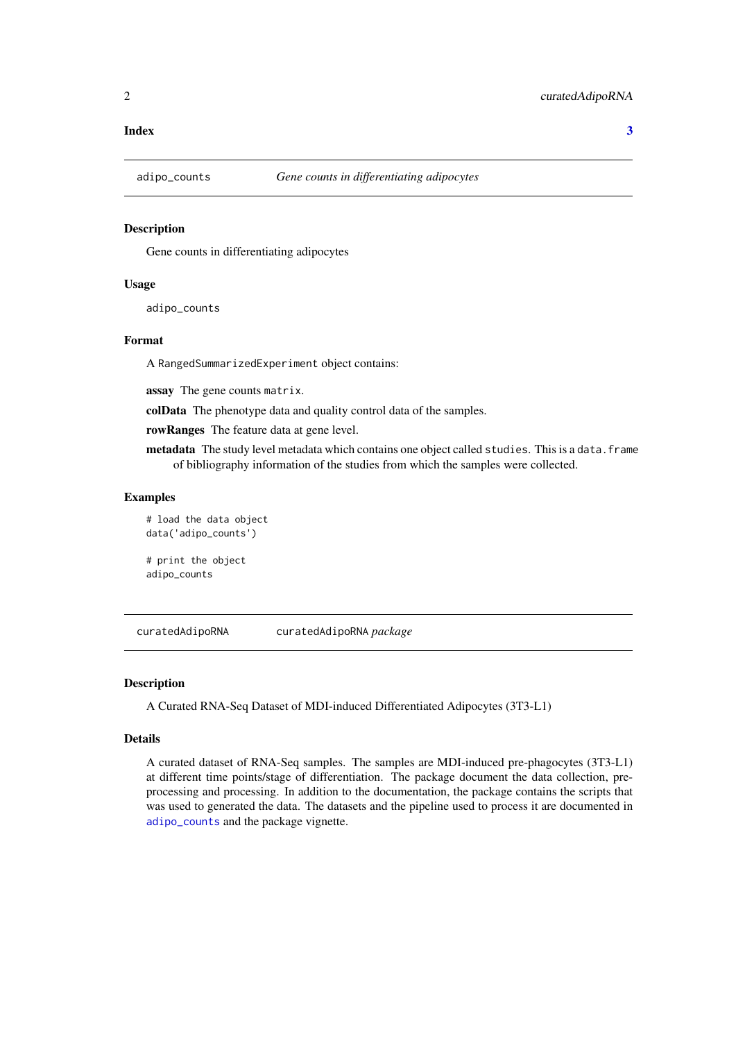**Index** **3**

---

`adipo_counts` *Gene counts in differentiating adipocytes*

---

## Description

Gene counts in differentiating adipocytes

## Usage

```
adipo_counts
```

## Format

A `RangedSummarizedExperiment` object contains:

**assay** The gene counts `matrix`.

**colData** The phenotype data and quality control data of the samples.

**rowRanges** The feature data at gene level.

**metadata** The study level metadata which contains one object called `studies`. This is a `data.frame` of bibliography information of the studies from which the samples were collected.

## Examples

```
# load the data object
data('adipo_counts')

# print the object
adipo_counts
```

---

`curatedAdipoRNA` `curatedAdipoRNA` *package*

---

## Description

A Curated RNA-Seq Dataset of MDI-induced Differentiated Adipocytes (3T3-L1)

## Details

A curated dataset of RNA-Seq samples. The samples are MDI-induced pre-phagocytes (3T3-L1) at different time points/stage of differentiation. The package document the data collection, pre-processing and processing. In addition to the documentation, the package contains the scripts that was used to generated the data. The datasets and the pipeline used to process it are documented in `adipo_counts` and the package vignette.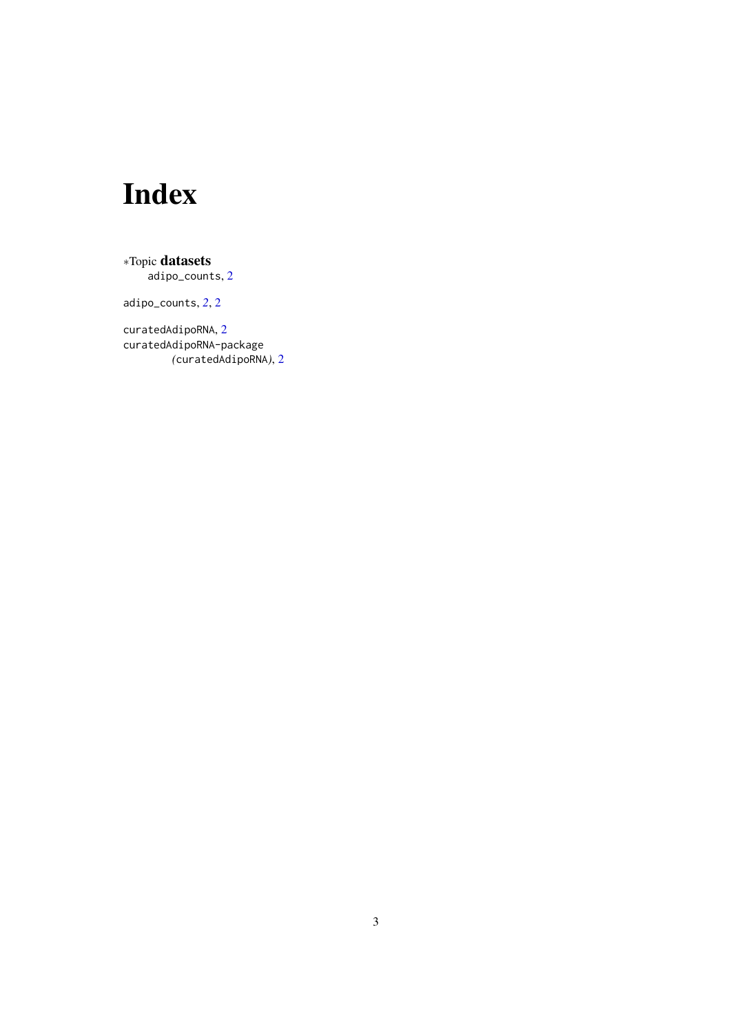# Index

∗Topic **datasets**
    adipo_counts, 2

adipo_counts, *2*, 2

curatedAdipoRNA, 2
curatedAdipoRNA-package
        (curatedAdipoRNA), 2